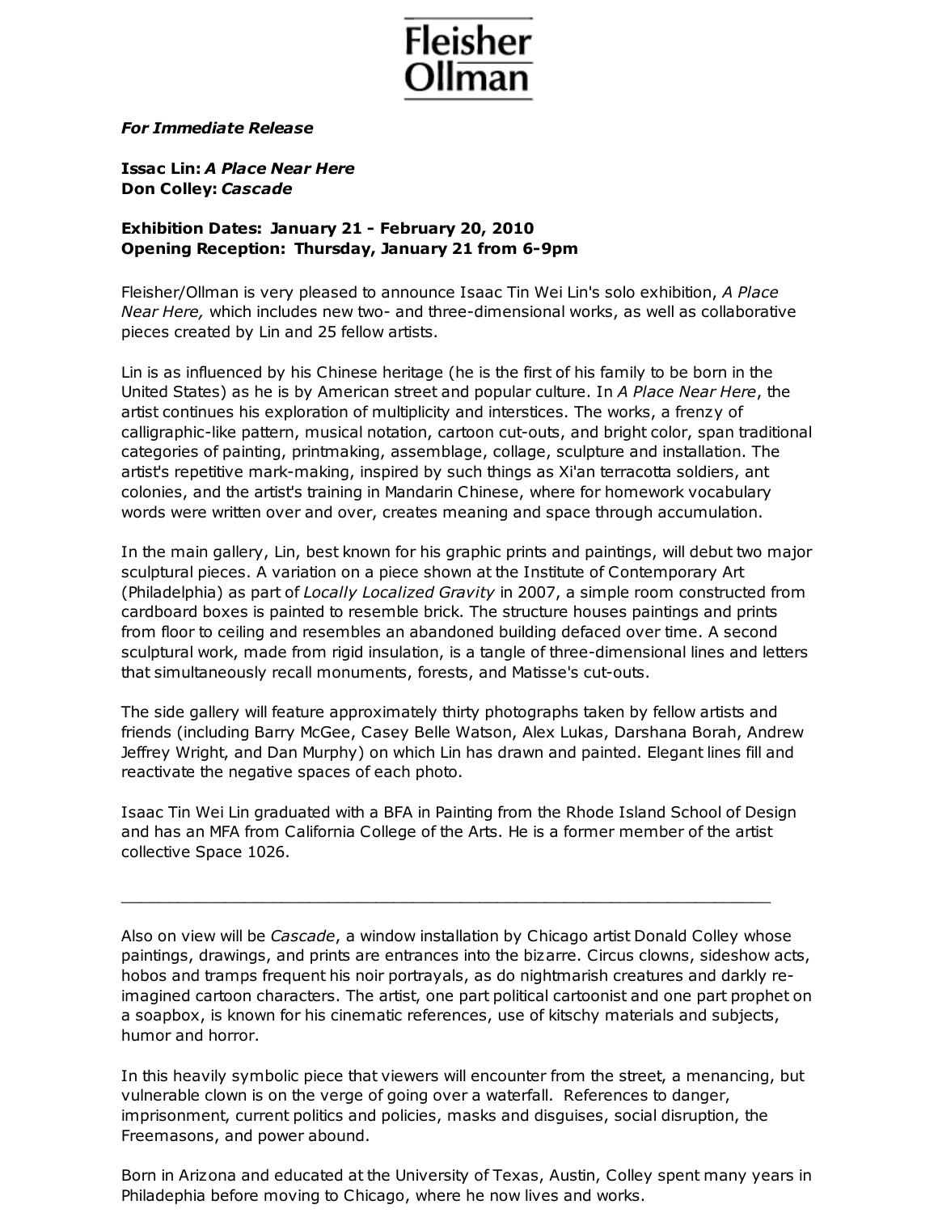# Fleisher Ollman

***For Immediate Release***

**Issac Lin: *A Place Near Here***
**Don Colley: *Cascade***

**Exhibition Dates: January 21 - February 20, 2010**
**Opening Reception: Thursday, January 21 from 6-9pm**

Fleisher/Ollman is very pleased to announce Isaac Tin Wei Lin's solo exhibition, *A Place Near Here,* which includes new two- and three-dimensional works, as well as collaborative pieces created by Lin and 25 fellow artists.

Lin is as influenced by his Chinese heritage (he is the first of his family to be born in the United States) as he is by American street and popular culture. In *A Place Near Here*, the artist continues his exploration of multiplicity and interstices. The works, a frenzy of calligraphic-like pattern, musical notation, cartoon cut-outs, and bright color, span traditional categories of painting, printmaking, assemblage, collage, sculpture and installation. The artist's repetitive mark-making, inspired by such things as Xi'an terracotta soldiers, ant colonies, and the artist's training in Mandarin Chinese, where for homework vocabulary words were written over and over, creates meaning and space through accumulation.

In the main gallery, Lin, best known for his graphic prints and paintings, will debut two major sculptural pieces. A variation on a piece shown at the Institute of Contemporary Art (Philadelphia) as part of *Locally Localized Gravity* in 2007, a simple room constructed from cardboard boxes is painted to resemble brick. The structure houses paintings and prints from floor to ceiling and resembles an abandoned building defaced over time. A second sculptural work, made from rigid insulation, is a tangle of three-dimensional lines and letters that simultaneously recall monuments, forests, and Matisse's cut-outs.

The side gallery will feature approximately thirty photographs taken by fellow artists and friends (including Barry McGee, Casey Belle Watson, Alex Lukas, Darshana Borah, Andrew Jeffrey Wright, and Dan Murphy) on which Lin has drawn and painted. Elegant lines fill and reactivate the negative spaces of each photo.

Isaac Tin Wei Lin graduated with a BFA in Painting from the Rhode Island School of Design and has an MFA from California College of the Arts. He is a former member of the artist collective Space 1026.

---

Also on view will be *Cascade*, a window installation by Chicago artist Donald Colley whose paintings, drawings, and prints are entrances into the bizarre. Circus clowns, sideshow acts, hobos and tramps frequent his noir portrayals, as do nightmarish creatures and darkly re-imagined cartoon characters. The artist, one part political cartoonist and one part prophet on a soapbox, is known for his cinematic references, use of kitschy materials and subjects, humor and horror.

In this heavily symbolic piece that viewers will encounter from the street, a menancing, but vulnerable clown is on the verge of going over a waterfall. References to danger, imprisonment, current politics and policies, masks and disguises, social disruption, the Freemasons, and power abound.

Born in Arizona and educated at the University of Texas, Austin, Colley spent many years in Philadelphia before moving to Chicago, where he now lives and works.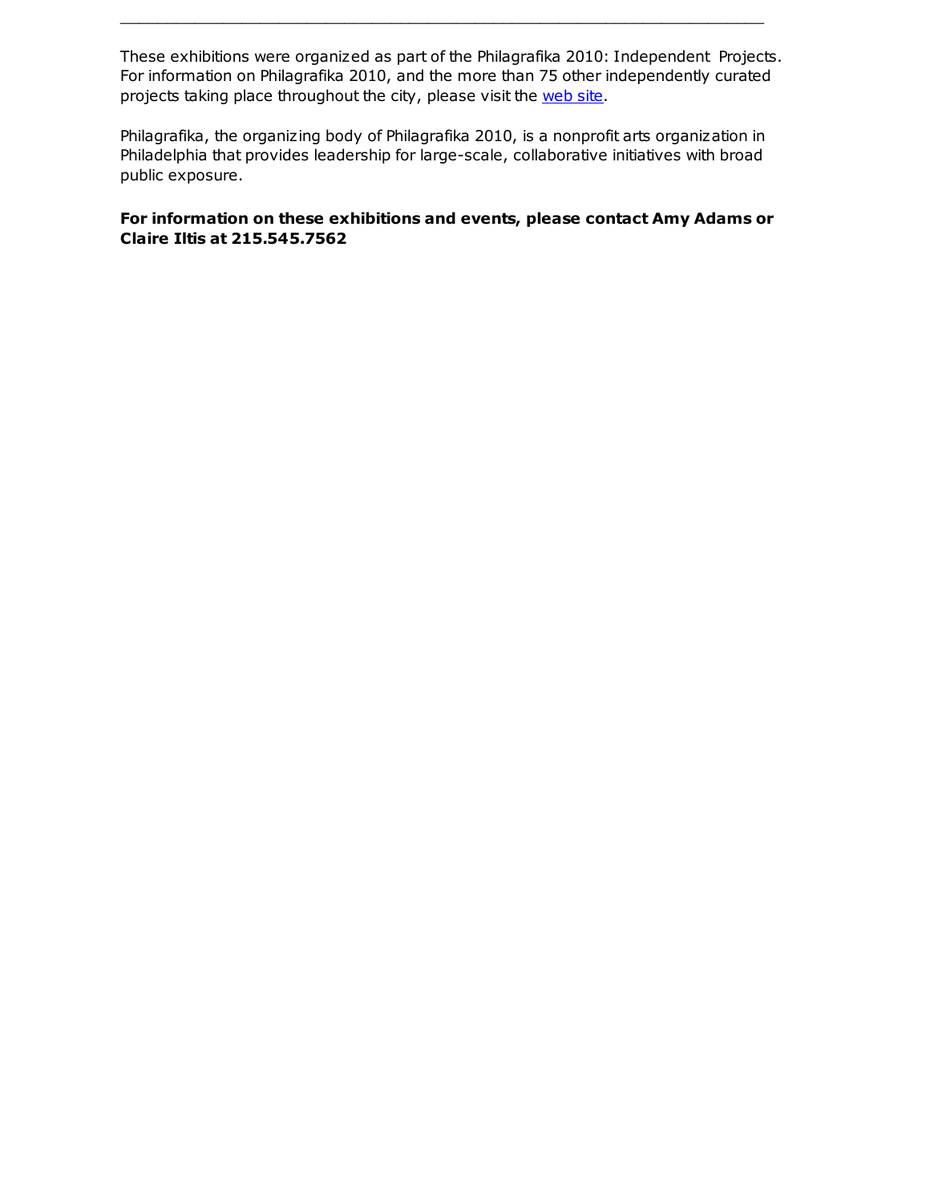---

These exhibitions were organized as part of the Philagrafika 2010: Independent Projects. For information on Philagrafika 2010, and the more than 75 other independently curated projects taking place throughout the city, please visit the web site.

Philagrafika, the organizing body of Philagrafika 2010, is a nonprofit arts organization in Philadelphia that provides leadership for large-scale, collaborative initiatives with broad public exposure.

**For information on these exhibitions and events, please contact Amy Adams or Claire Iltis at 215.545.7562**